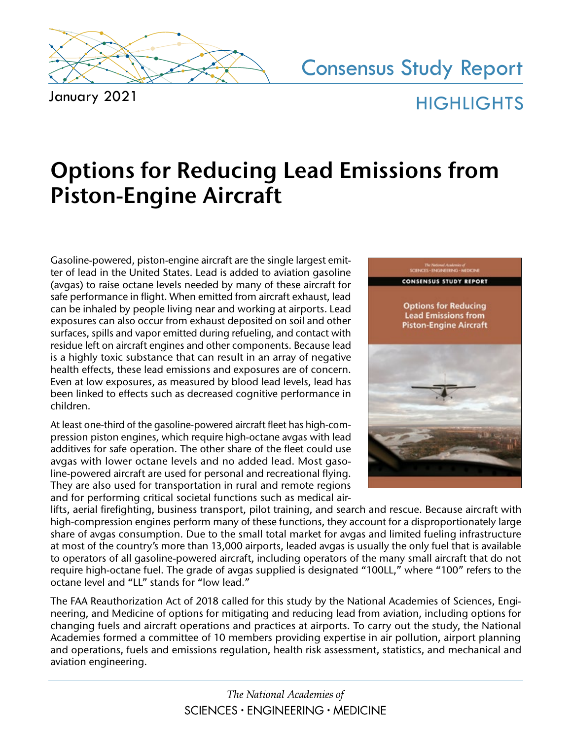January 2021

Consensus Study Report

HIGHLIGHTS

# Options for Reducing Lead Emissions from Piston-Engine Aircraft

Gasoline-powered, piston-engine aircraft are the single largest emitter of lead in the United States. Lead is added to aviation gasoline (avgas) to raise octane levels needed by many of these aircraft for safe performance in flight. When emitted from aircraft exhaust, lead can be inhaled by people living near and working at airports. Lead exposures can also occur from exhaust deposited on soil and other surfaces, spills and vapor emitted during refueling, and contact with residue left on aircraft engines and other components. Because lead is a highly toxic substance that can result in an array of negative health effects, these lead emissions and exposures are of concern. Even at low exposures, as measured by blood lead levels, lead has been linked to effects such as decreased cognitive performance in children.

At least one-third of the gasoline-powered aircraft fleet has high-compression piston engines, which require high-octane avgas with lead additives for safe operation. The other share of the fleet could use avgas with lower octane levels and no added lead. Most gasoline-powered aircraft are used for personal and recreational flying. They are also used for transportation in rural and remote regions and for performing critical societal functions such as medical airlifts, aerial firefighting, business transport, pilot training, and search and rescue. Because aircraft with high-compression engines perform many of these functions, they account for a disproportionately large share of avgas consumption. Due to the small total market for avgas and limited fueling infrastructure at most of the country's more than 13,000 airports, leaded avgas is usually the only fuel that is available to operators of all gasoline-powered aircraft, including operators of the many small aircraft that do not require high-octane fuel. The grade of avgas supplied is designated "100LL," where "100" refers to the octane level and "LL" stands for "low lead."

The FAA Reauthorization Act of 2018 called for this study by the National Academies of Sciences, Engineering, and Medicine of options for mitigating and reducing lead from aviation, including options for changing fuels and aircraft operations and practices at airports. To carry out the study, the National Academies formed a committee of 10 members providing expertise in air pollution, airport planning and operations, fuels and emissions regulation, health risk assessment, statistics, and mechanical and aviation engineering.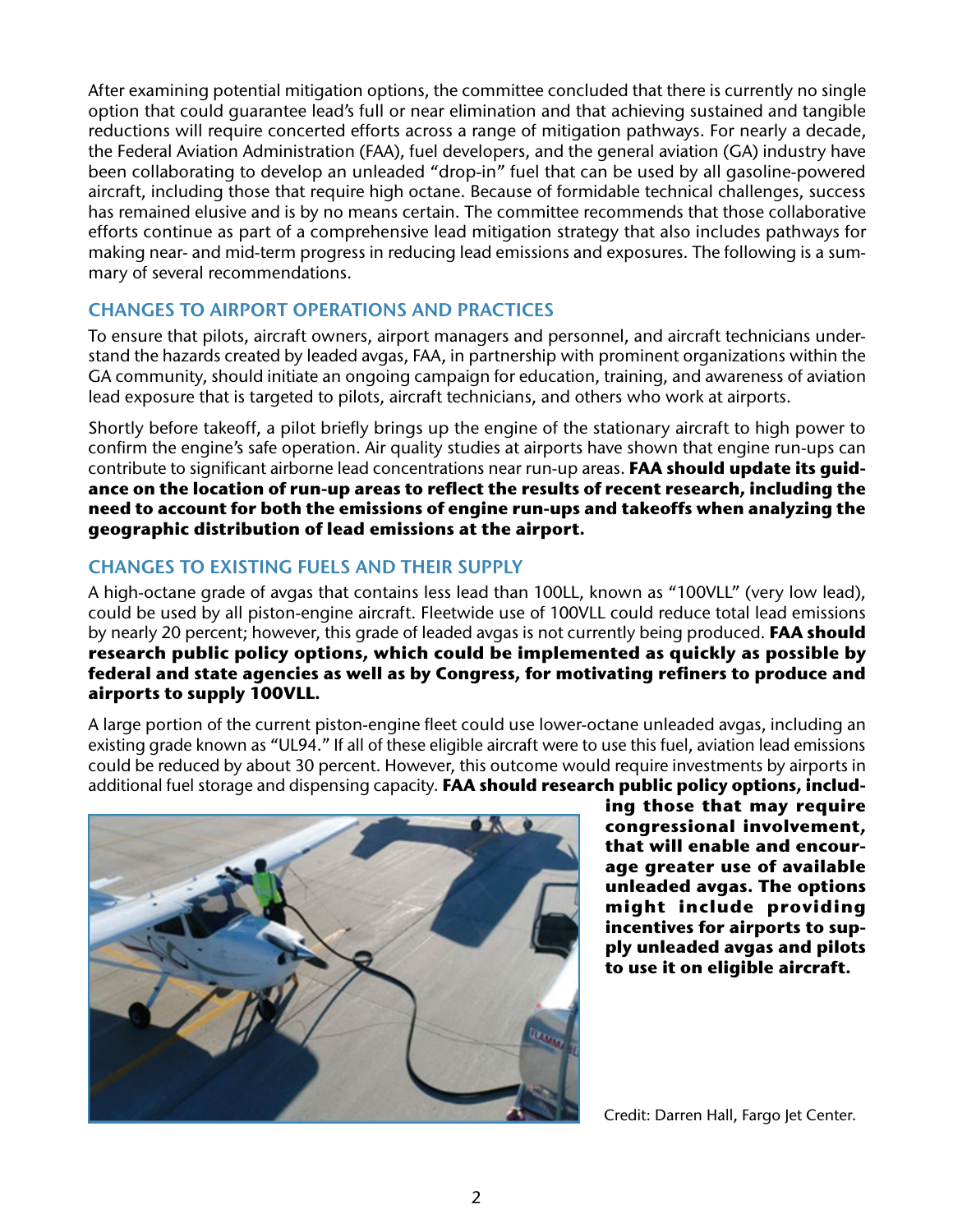After examining potential mitigation options, the committee concluded that there is currently no single option that could guarantee lead's full or near elimination and that achieving sustained and tangible reductions will require concerted efforts across a range of mitigation pathways. For nearly a decade, the Federal Aviation Administration (FAA), fuel developers, and the general aviation (GA) industry have been collaborating to develop an unleaded "drop-in" fuel that can be used by all gasoline-powered aircraft, including those that require high octane. Because of formidable technical challenges, success has remained elusive and is by no means certain. The committee recommends that those collaborative efforts continue as part of a comprehensive lead mitigation strategy that also includes pathways for making near- and mid-term progress in reducing lead emissions and exposures. The following is a summary of several recommendations.

## CHANGES TO AIRPORT OPERATIONS AND PRACTICES

To ensure that pilots, aircraft owners, airport managers and personnel, and aircraft technicians understand the hazards created by leaded avgas, FAA, in partnership with prominent organizations within the GA community, should initiate an ongoing campaign for education, training, and awareness of aviation lead exposure that is targeted to pilots, aircraft technicians, and others who work at airports.

Shortly before takeoff, a pilot briefly brings up the engine of the stationary aircraft to high power to confirm the engine's safe operation. Air quality studies at airports have shown that engine run-ups can contribute to significant airborne lead concentrations near run-up areas. **FAA should update its guidance on the location of run-up areas to reflect the results of recent research, including the need to account for both the emissions of engine run-ups and takeoffs when analyzing the geographic distribution of lead emissions at the airport.**

## CHANGES TO EXISTING FUELS AND THEIR SUPPLY

A high-octane grade of avgas that contains less lead than 100LL, known as "100VLL" (very low lead), could be used by all piston-engine aircraft. Fleetwide use of 100VLL could reduce total lead emissions by nearly 20 percent; however, this grade of leaded avgas is not currently being produced. **FAA should research public policy options, which could be implemented as quickly as possible by federal and state agencies as well as by Congress, for motivating refiners to produce and airports to supply 100VLL.**

A large portion of the current piston-engine fleet could use lower-octane unleaded avgas, including an existing grade known as "UL94." If all of these eligible aircraft were to use this fuel, aviation lead emissions could be reduced by about 30 percent. However, this outcome would require investments by airports in additional fuel storage and dispensing capacity. **FAA should research public policy options, including those that may require congressional involvement, that will enable and encourage greater use of available unleaded avgas. The options might include providing incentives for airports to supply unleaded avgas and pilots to use it on eligible aircraft.**

Credit: Darren Hall, Fargo Jet Center.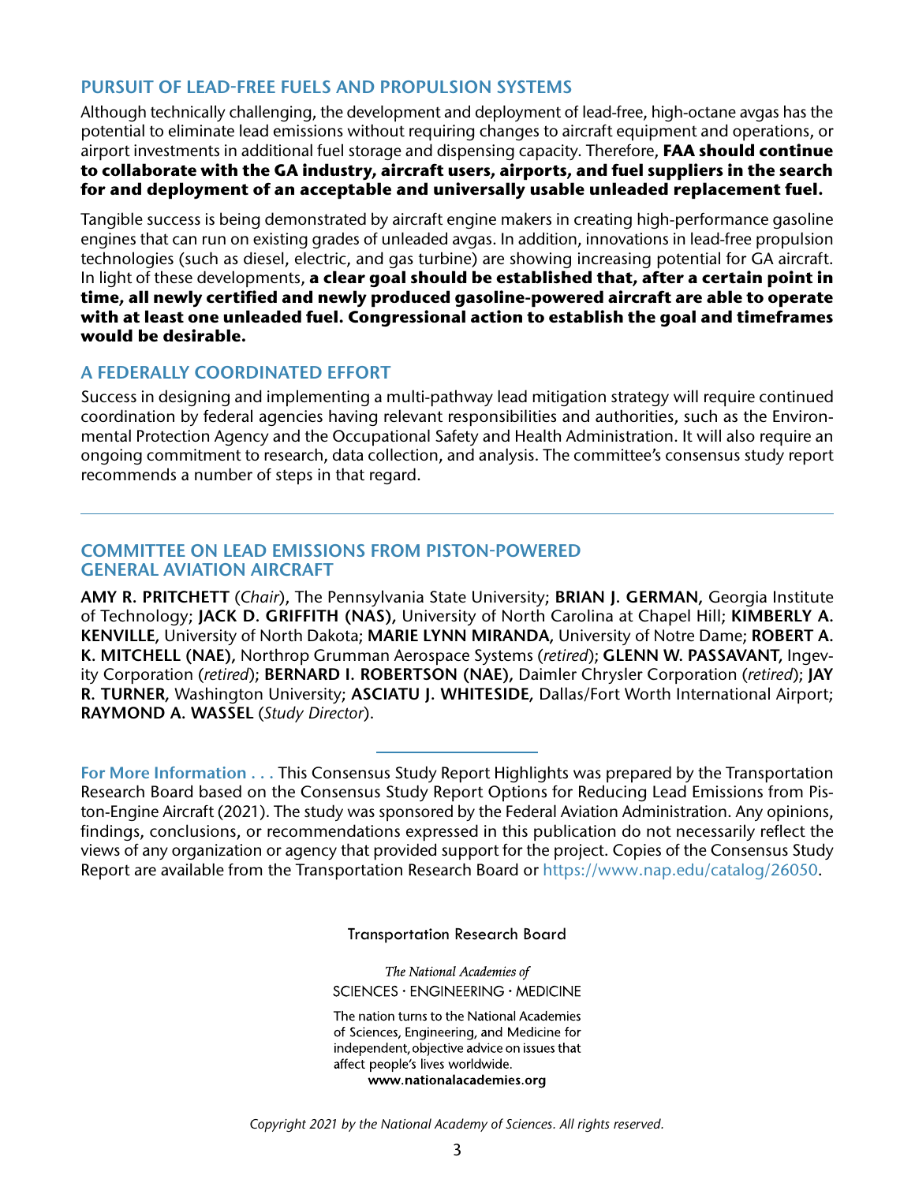## PURSUIT OF LEAD-FREE FUELS AND PROPULSION SYSTEMS

Although technically challenging, the development and deployment of lead-free, high-octane avgas has the potential to eliminate lead emissions without requiring changes to aircraft equipment and operations, or airport investments in additional fuel storage and dispensing capacity. Therefore, **FAA should continue to collaborate with the GA industry, aircraft users, airports, and fuel suppliers in the search for and deployment of an acceptable and universally usable unleaded replacement fuel.**

Tangible success is being demonstrated by aircraft engine makers in creating high-performance gasoline engines that can run on existing grades of unleaded avgas. In addition, innovations in lead-free propulsion technologies (such as diesel, electric, and gas turbine) are showing increasing potential for GA aircraft. In light of these developments, **a clear goal should be established that, after a certain point in time, all newly certified and newly produced gasoline-powered aircraft are able to operate with at least one unleaded fuel. Congressional action to establish the goal and timeframes would be desirable.**

## A FEDERALLY COORDINATED EFFORT

Success in designing and implementing a multi-pathway lead mitigation strategy will require continued coordination by federal agencies having relevant responsibilities and authorities, such as the Environmental Protection Agency and the Occupational Safety and Health Administration. It will also require an ongoing commitment to research, data collection, and analysis. The committee's consensus study report recommends a number of steps in that regard.

---

## COMMITTEE ON LEAD EMISSIONS FROM PISTON-POWERED GENERAL AVIATION AIRCRAFT

**AMY R. PRITCHETT** (*Chair*), The Pennsylvania State University; **BRIAN J. GERMAN,** Georgia Institute of Technology; **JACK D. GRIFFITH (NAS),** University of North Carolina at Chapel Hill; **KIMBERLY A. KENVILLE,** University of North Dakota; **MARIE LYNN MIRANDA,** University of Notre Dame; **ROBERT A. K. MITCHELL (NAE),** Northrop Grumman Aerospace Systems (*retired*); **GLENN W. PASSAVANT,** Ingevity Corporation (*retired*); **BERNARD I. ROBERTSON (NAE),** Daimler Chrysler Corporation (*retired*); **JAY R. TURNER,** Washington University; **ASCIATU J. WHITESIDE,** Dallas/Fort Worth International Airport; **RAYMOND A. WASSEL** (*Study Director*).

---

**For More Information . . .** This Consensus Study Report Highlights was prepared by the Transportation Research Board based on the Consensus Study Report Options for Reducing Lead Emissions from Piston-Engine Aircraft (2021). The study was sponsored by the Federal Aviation Administration. Any opinions, findings, conclusions, or recommendations expressed in this publication do not necessarily reflect the views of any organization or agency that provided support for the project. Copies of the Consensus Study Report are available from the Transportation Research Board or https://www.nap.edu/catalog/26050.

Transportation Research Board

*The National Academies of*
SCIENCES · ENGINEERING · MEDICINE

The nation turns to the National Academies of Sciences, Engineering, and Medicine for independent, objective advice on issues that affect people's lives worldwide.
**www.nationalacademies.org**

*Copyright 2021 by the National Academy of Sciences. All rights reserved.*